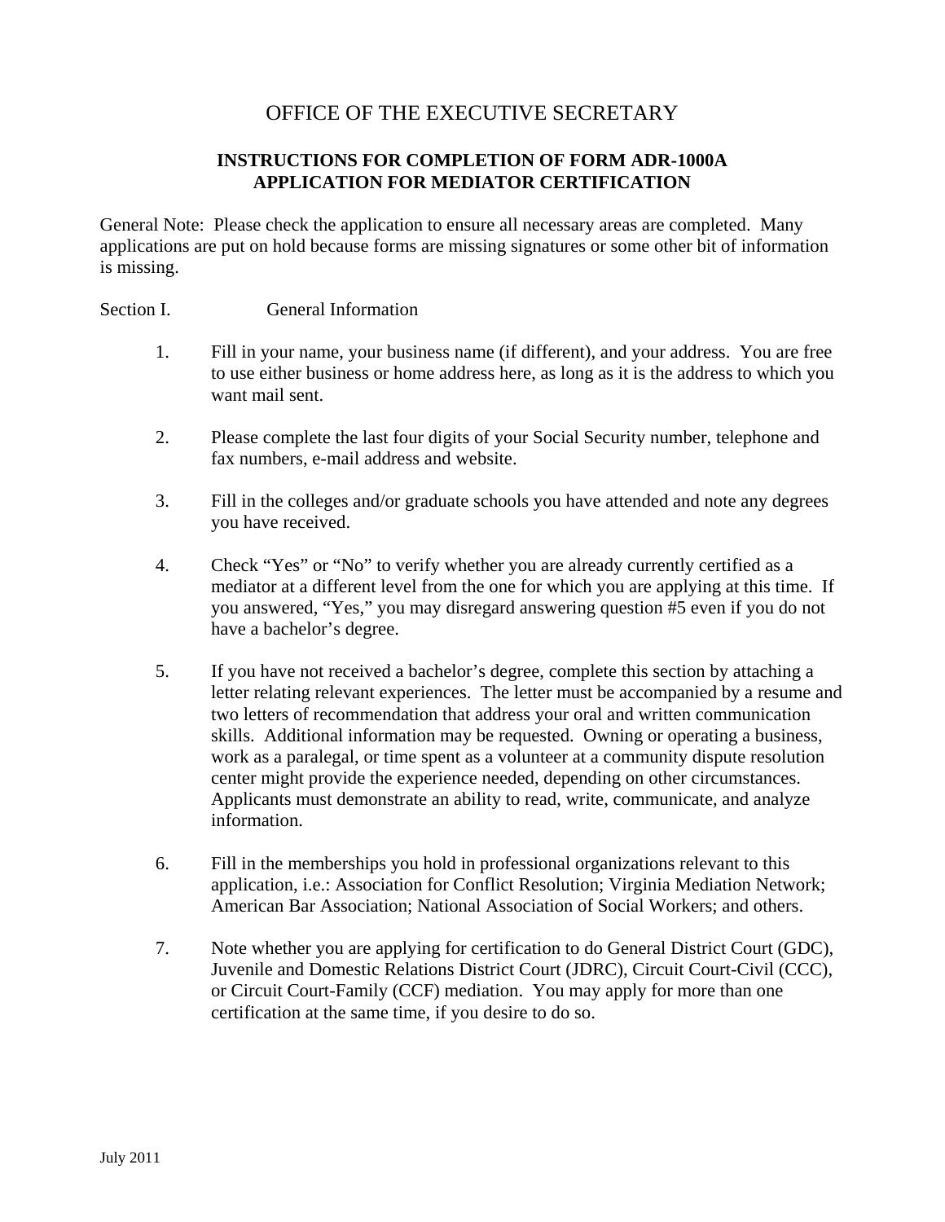# OFFICE OF THE EXECUTIVE SECRETARY

## INSTRUCTIONS FOR COMPLETION OF FORM ADR-1000A
## APPLICATION FOR MEDIATOR CERTIFICATION

General Note: Please check the application to ensure all necessary areas are completed. Many applications are put on hold because forms are missing signatures or some other bit of information is missing.

Section I. General Information

1. Fill in your name, your business name (if different), and your address. You are free to use either business or home address here, as long as it is the address to which you want mail sent.

2. Please complete the last four digits of your Social Security number, telephone and fax numbers, e-mail address and website.

3. Fill in the colleges and/or graduate schools you have attended and note any degrees you have received.

4. Check "Yes" or "No" to verify whether you are already currently certified as a mediator at a different level from the one for which you are applying at this time. If you answered, "Yes," you may disregard answering question #5 even if you do not have a bachelor's degree.

5. If you have not received a bachelor's degree, complete this section by attaching a letter relating relevant experiences. The letter must be accompanied by a resume and two letters of recommendation that address your oral and written communication skills. Additional information may be requested. Owning or operating a business, work as a paralegal, or time spent as a volunteer at a community dispute resolution center might provide the experience needed, depending on other circumstances. Applicants must demonstrate an ability to read, write, communicate, and analyze information.

6. Fill in the memberships you hold in professional organizations relevant to this application, i.e.: Association for Conflict Resolution; Virginia Mediation Network; American Bar Association; National Association of Social Workers; and others.

7. Note whether you are applying for certification to do General District Court (GDC), Juvenile and Domestic Relations District Court (JDRC), Circuit Court-Civil (CCC), or Circuit Court-Family (CCF) mediation. You may apply for more than one certification at the same time, if you desire to do so.

July 2011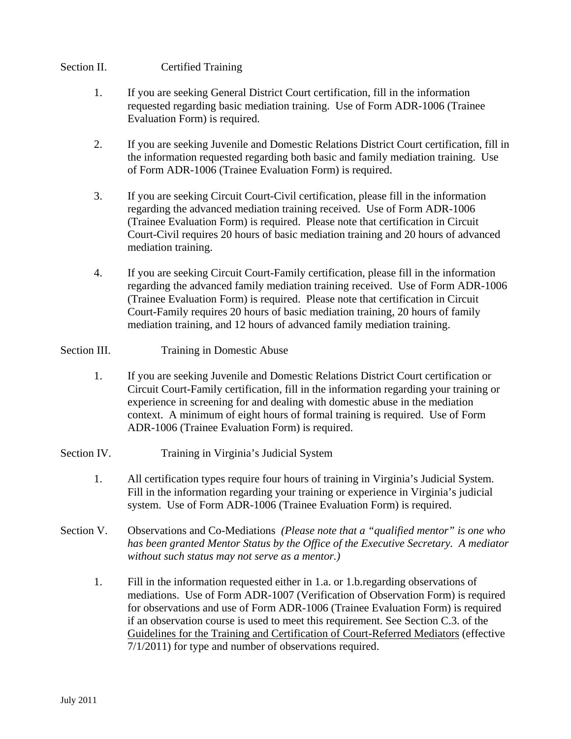## Section II. Certified Training

1. If you are seeking General District Court certification, fill in the information requested regarding basic mediation training. Use of Form ADR-1006 (Trainee Evaluation Form) is required.

2. If you are seeking Juvenile and Domestic Relations District Court certification, fill in the information requested regarding both basic and family mediation training. Use of Form ADR-1006 (Trainee Evaluation Form) is required.

3. If you are seeking Circuit Court-Civil certification, please fill in the information regarding the advanced mediation training received. Use of Form ADR-1006 (Trainee Evaluation Form) is required. Please note that certification in Circuit Court-Civil requires 20 hours of basic mediation training and 20 hours of advanced mediation training.

4. If you are seeking Circuit Court-Family certification, please fill in the information regarding the advanced family mediation training received. Use of Form ADR-1006 (Trainee Evaluation Form) is required. Please note that certification in Circuit Court-Family requires 20 hours of basic mediation training, 20 hours of family mediation training, and 12 hours of advanced family mediation training.

## Section III. Training in Domestic Abuse

1. If you are seeking Juvenile and Domestic Relations District Court certification or Circuit Court-Family certification, fill in the information regarding your training or experience in screening for and dealing with domestic abuse in the mediation context. A minimum of eight hours of formal training is required. Use of Form ADR-1006 (Trainee Evaluation Form) is required.

## Section IV. Training in Virginia's Judicial System

1. All certification types require four hours of training in Virginia's Judicial System. Fill in the information regarding your training or experience in Virginia's judicial system. Use of Form ADR-1006 (Trainee Evaluation Form) is required.

## Section V. Observations and Co-Mediations *(Please note that a "qualified mentor" is one who has been granted Mentor Status by the Office of the Executive Secretary. A mediator without such status may not serve as a mentor.)*

1. Fill in the information requested either in 1.a. or 1.b.regarding observations of mediations. Use of Form ADR-1007 (Verification of Observation Form) is required for observations and use of Form ADR-1006 (Trainee Evaluation Form) is required if an observation course is used to meet this requirement. See Section C.3. of the Guidelines for the Training and Certification of Court-Referred Mediators (effective 7/1/2011) for type and number of observations required.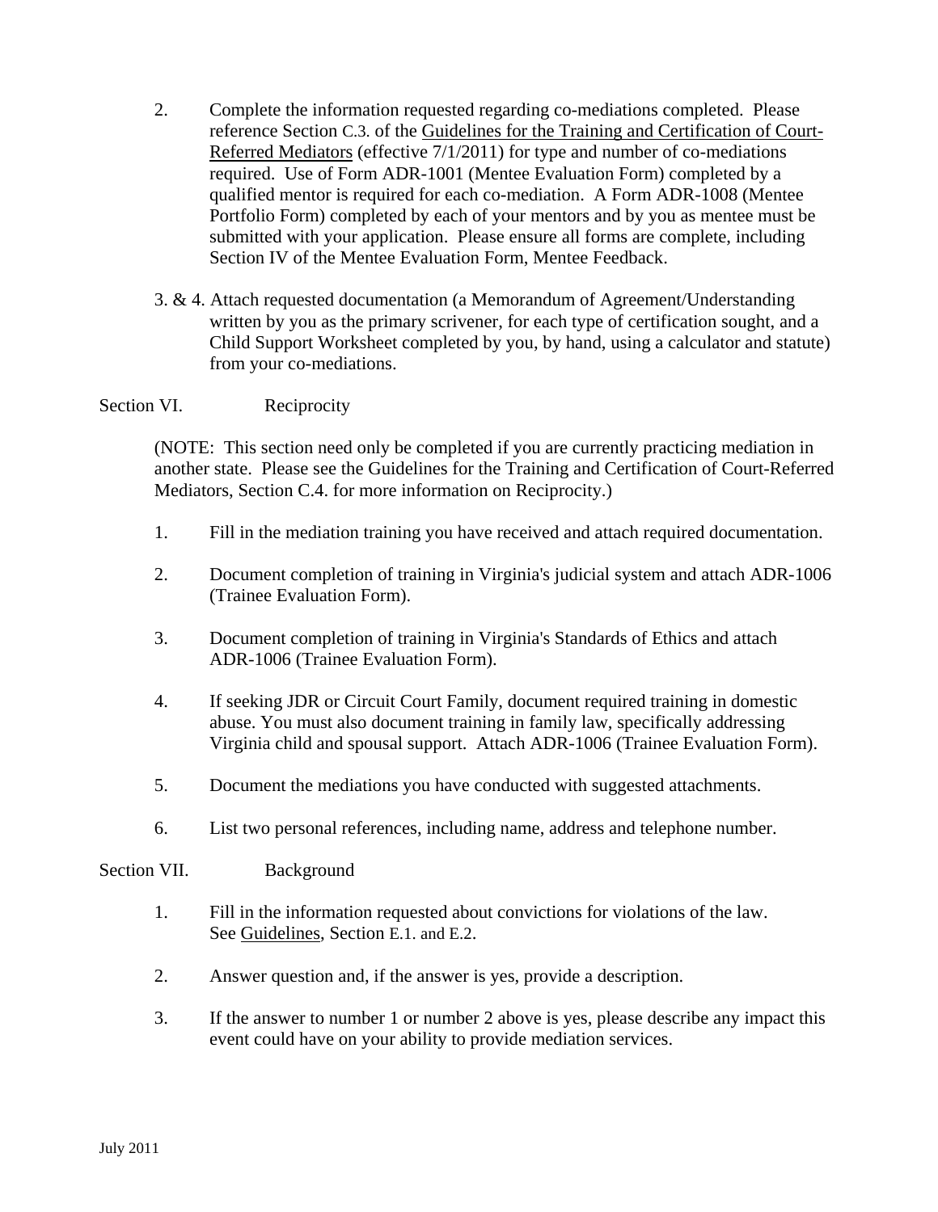2. Complete the information requested regarding co-mediations completed. Please reference Section C.3. of the <u>Guidelines for the Training and Certification of Court-Referred Mediators</u> (effective 7/1/2011) for type and number of co-mediations required. Use of Form ADR-1001 (Mentee Evaluation Form) completed by a qualified mentor is required for each co-mediation. A Form ADR-1008 (Mentee Portfolio Form) completed by each of your mentors and by you as mentee must be submitted with your application. Please ensure all forms are complete, including Section IV of the Mentee Evaluation Form, Mentee Feedback.

3. & 4. Attach requested documentation (a Memorandum of Agreement/Understanding written by you as the primary scrivener, for each type of certification sought, and a Child Support Worksheet completed by you, by hand, using a calculator and statute) from your co-mediations.

Section VI. Reciprocity

(NOTE: This section need only be completed if you are currently practicing mediation in another state. Please see the Guidelines for the Training and Certification of Court-Referred Mediators, Section C.4. for more information on Reciprocity.)

1. Fill in the mediation training you have received and attach required documentation.

2. Document completion of training in Virginia's judicial system and attach ADR-1006 (Trainee Evaluation Form).

3. Document completion of training in Virginia's Standards of Ethics and attach ADR-1006 (Trainee Evaluation Form).

4. If seeking JDR or Circuit Court Family, document required training in domestic abuse. You must also document training in family law, specifically addressing Virginia child and spousal support. Attach ADR-1006 (Trainee Evaluation Form).

5. Document the mediations you have conducted with suggested attachments.

6. List two personal references, including name, address and telephone number.

Section VII. Background

1. Fill in the information requested about convictions for violations of the law. See <u>Guidelines</u>, Section E.1. and E.2.

2. Answer question and, if the answer is yes, provide a description.

3. If the answer to number 1 or number 2 above is yes, please describe any impact this event could have on your ability to provide mediation services.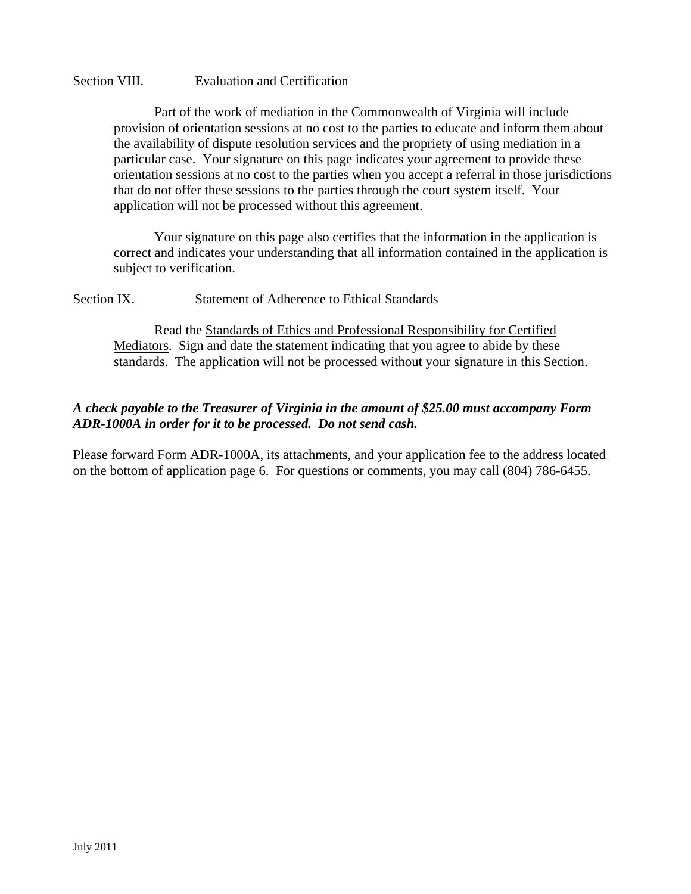Section VIII. Evaluation and Certification

Part of the work of mediation in the Commonwealth of Virginia will include provision of orientation sessions at no cost to the parties to educate and inform them about the availability of dispute resolution services and the propriety of using mediation in a particular case. Your signature on this page indicates your agreement to provide these orientation sessions at no cost to the parties when you accept a referral in those jurisdictions that do not offer these sessions to the parties through the court system itself. Your application will not be processed without this agreement.

Your signature on this page also certifies that the information in the application is correct and indicates your understanding that all information contained in the application is subject to verification.

Section IX. Statement of Adherence to Ethical Standards

Read the Standards of Ethics and Professional Responsibility for Certified Mediators. Sign and date the statement indicating that you agree to abide by these standards. The application will not be processed without your signature in this Section.

***A check payable to the Treasurer of Virginia in the amount of $25.00 must accompany Form ADR-1000A in order for it to be processed. Do not send cash.***

Please forward Form ADR-1000A, its attachments, and your application fee to the address located on the bottom of application page 6. For questions or comments, you may call (804) 786-6455.

July 2011